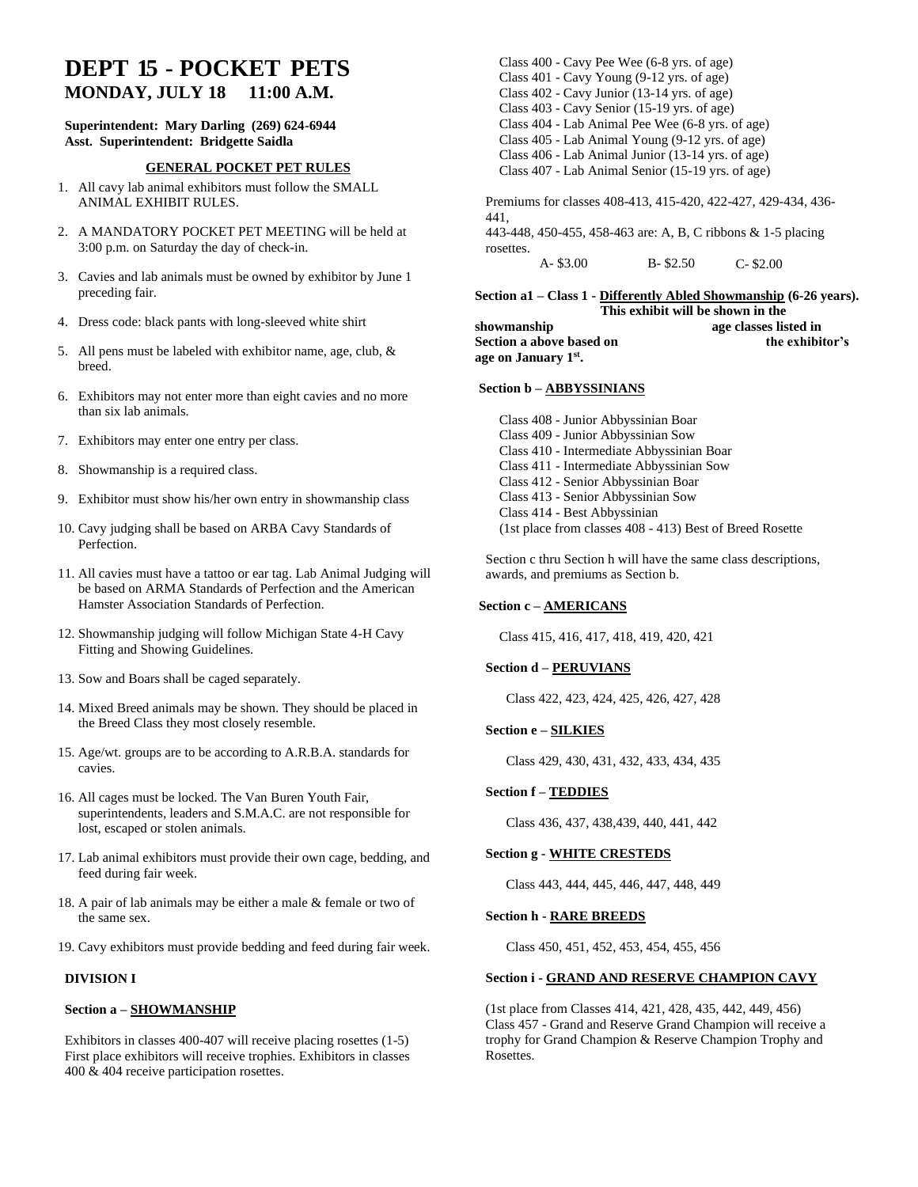# DEPT 15 - POCKET PETS
## MONDAY, JULY 18 11:00 A.M.

**Superintendent: Mary Darling (269) 624-6944**
**Asst. Superintendent: Bridgette Saidla**

**GENERAL POCKET PET RULES**

1. All cavy lab animal exhibitors must follow the SMALL ANIMAL EXHIBIT RULES.
2. A MANDATORY POCKET PET MEETING will be held at 3:00 p.m. on Saturday the day of check-in.
3. Cavies and lab animals must be owned by exhibitor by June 1 preceding fair.
4. Dress code: black pants with long-sleeved white shirt
5. All pens must be labeled with exhibitor name, age, club, & breed.
6. Exhibitors may not enter more than eight cavies and no more than six lab animals.
7. Exhibitors may enter one entry per class.
8. Showmanship is a required class.
9. Exhibitor must show his/her own entry in showmanship class
10. Cavy judging shall be based on ARBA Cavy Standards of Perfection.
11. All cavies must have a tattoo or ear tag. Lab Animal Judging will be based on ARMA Standards of Perfection and the American Hamster Association Standards of Perfection.
12. Showmanship judging will follow Michigan State 4-H Cavy Fitting and Showing Guidelines.
13. Sow and Boars shall be caged separately.
14. Mixed Breed animals may be shown. They should be placed in the Breed Class they most closely resemble.
15. Age/wt. groups are to be according to A.R.B.A. standards for cavies.
16. All cages must be locked. The Van Buren Youth Fair, superintendents, leaders and S.M.A.C. are not responsible for lost, escaped or stolen animals.
17. Lab animal exhibitors must provide their own cage, bedding, and feed during fair week.
18. A pair of lab animals may be either a male & female or two of the same sex.
19. Cavy exhibitors must provide bedding and feed during fair week.

**DIVISION I**

**Section a – SHOWMANSHIP**

Exhibitors in classes 400-407 will receive placing rosettes (1-5) First place exhibitors will receive trophies. Exhibitors in classes 400 & 404 receive participation rosettes.

Class 400 - Cavy Pee Wee (6-8 yrs. of age)
Class 401 - Cavy Young (9-12 yrs. of age)
Class 402 - Cavy Junior (13-14 yrs. of age)
Class 403 - Cavy Senior (15-19 yrs. of age)
Class 404 - Lab Animal Pee Wee (6-8 yrs. of age)
Class 405 - Lab Animal Young (9-12 yrs. of age)
Class 406 - Lab Animal Junior (13-14 yrs. of age)
Class 407 - Lab Animal Senior (15-19 yrs. of age)

Premiums for classes 408-413, 415-420, 422-427, 429-434, 436-441, 443-448, 450-455, 458-463 are: A, B, C ribbons & 1-5 placing rosettes.

A- $3.00 B- $2.50 C- $2.00

**Section a1 – Class 1 - Differently Abled Showmanship (6-26 years). This exhibit will be shown in the showmanship age classes listed in Section a above based on the exhibitor's age on January 1st.**

**Section b – ABBYSSINIANS**

Class 408 - Junior Abbyssinian Boar
Class 409 - Junior Abbyssinian Sow
Class 410 - Intermediate Abbyssinian Boar
Class 411 - Intermediate Abbyssinian Sow
Class 412 - Senior Abbyssinian Boar
Class 413 - Senior Abbyssinian Sow
Class 414 - Best Abbyssinian
(1st place from classes 408 - 413) Best of Breed Rosette

Section c thru Section h will have the same class descriptions, awards, and premiums as Section b.

**Section c – AMERICANS**

Class 415, 416, 417, 418, 419, 420, 421

**Section d – PERUVIANS**

Class 422, 423, 424, 425, 426, 427, 428

**Section e – SILKIES**

Class 429, 430, 431, 432, 433, 434, 435

**Section f – TEDDIES**

Class 436, 437, 438,439, 440, 441, 442

**Section g - WHITE CRESTEDS**

Class 443, 444, 445, 446, 447, 448, 449

**Section h - RARE BREEDS**

Class 450, 451, 452, 453, 454, 455, 456

**Section i - GRAND AND RESERVE CHAMPION CAVY**

(1st place from Classes 414, 421, 428, 435, 442, 449, 456)
Class 457 - Grand and Reserve Grand Champion will receive a trophy for Grand Champion & Reserve Champion Trophy and Rosettes.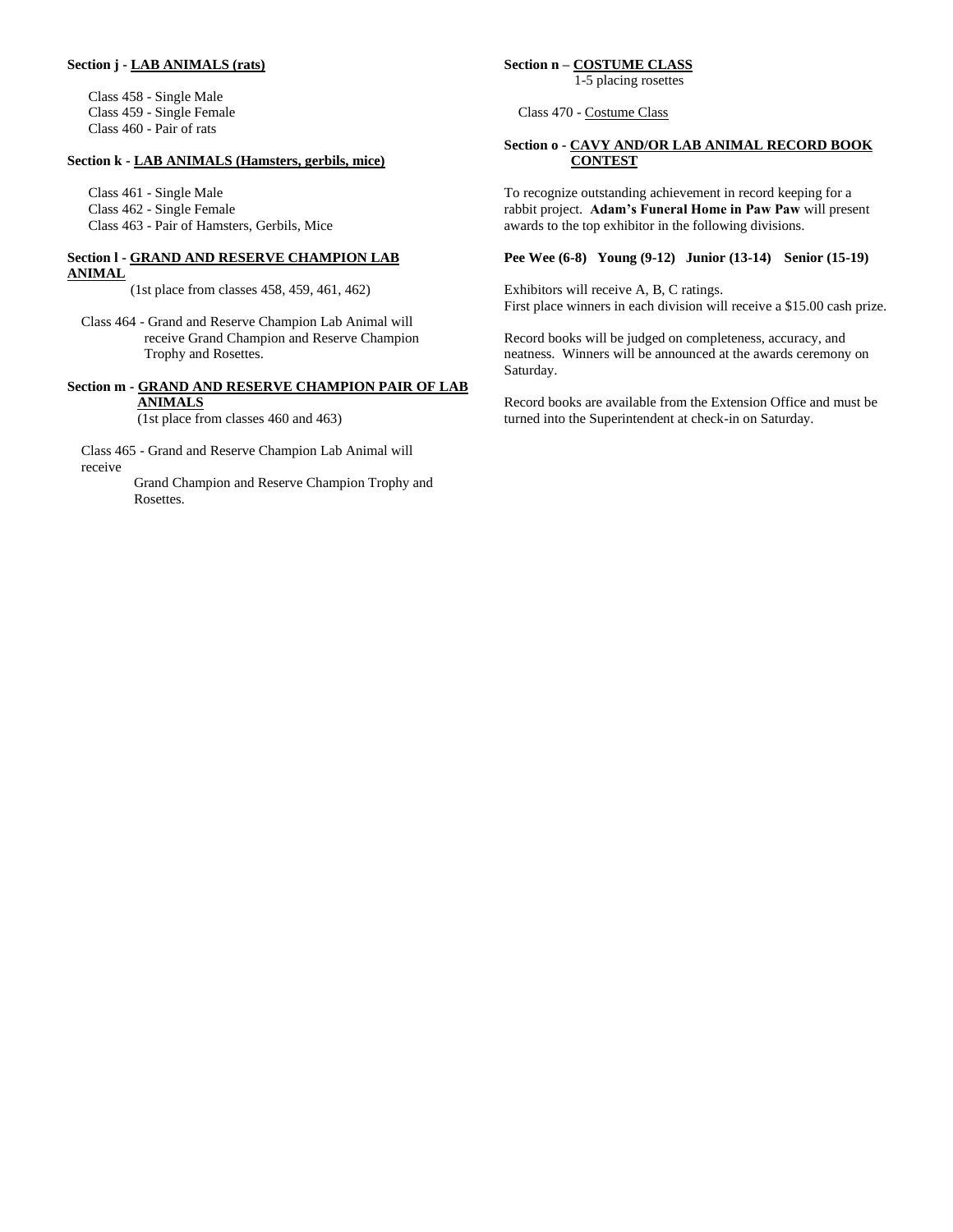**Section j - LAB ANIMALS (rats)**

Class 458 - Single Male
Class 459 - Single Female
Class 460 - Pair of rats

**Section k - LAB ANIMALS (Hamsters, gerbils, mice)**

Class 461 - Single Male
Class 462 - Single Female
Class 463 - Pair of Hamsters, Gerbils, Mice

**Section l - GRAND AND RESERVE CHAMPION LAB ANIMAL**
(1st place from classes 458, 459, 461, 462)

Class 464 - Grand and Reserve Champion Lab Animal will receive Grand Champion and Reserve Champion Trophy and Rosettes.

**Section m - GRAND AND RESERVE CHAMPION PAIR OF LAB ANIMALS**
(1st place from classes 460 and 463)

Class 465 - Grand and Reserve Champion Lab Animal will receive Grand Champion and Reserve Champion Trophy and Rosettes.

**Section n – COSTUME CLASS**
1-5 placing rosettes

Class 470 - Costume Class

**Section o - CAVY AND/OR LAB ANIMAL RECORD BOOK CONTEST**

To recognize outstanding achievement in record keeping for a rabbit project. **Adam's Funeral Home in Paw Paw** will present awards to the top exhibitor in the following divisions.

**Pee Wee (6-8) Young (9-12) Junior (13-14) Senior (15-19)**

Exhibitors will receive A, B, C ratings.
First place winners in each division will receive a $15.00 cash prize.

Record books will be judged on completeness, accuracy, and neatness. Winners will be announced at the awards ceremony on Saturday.

Record books are available from the Extension Office and must be turned into the Superintendent at check-in on Saturday.